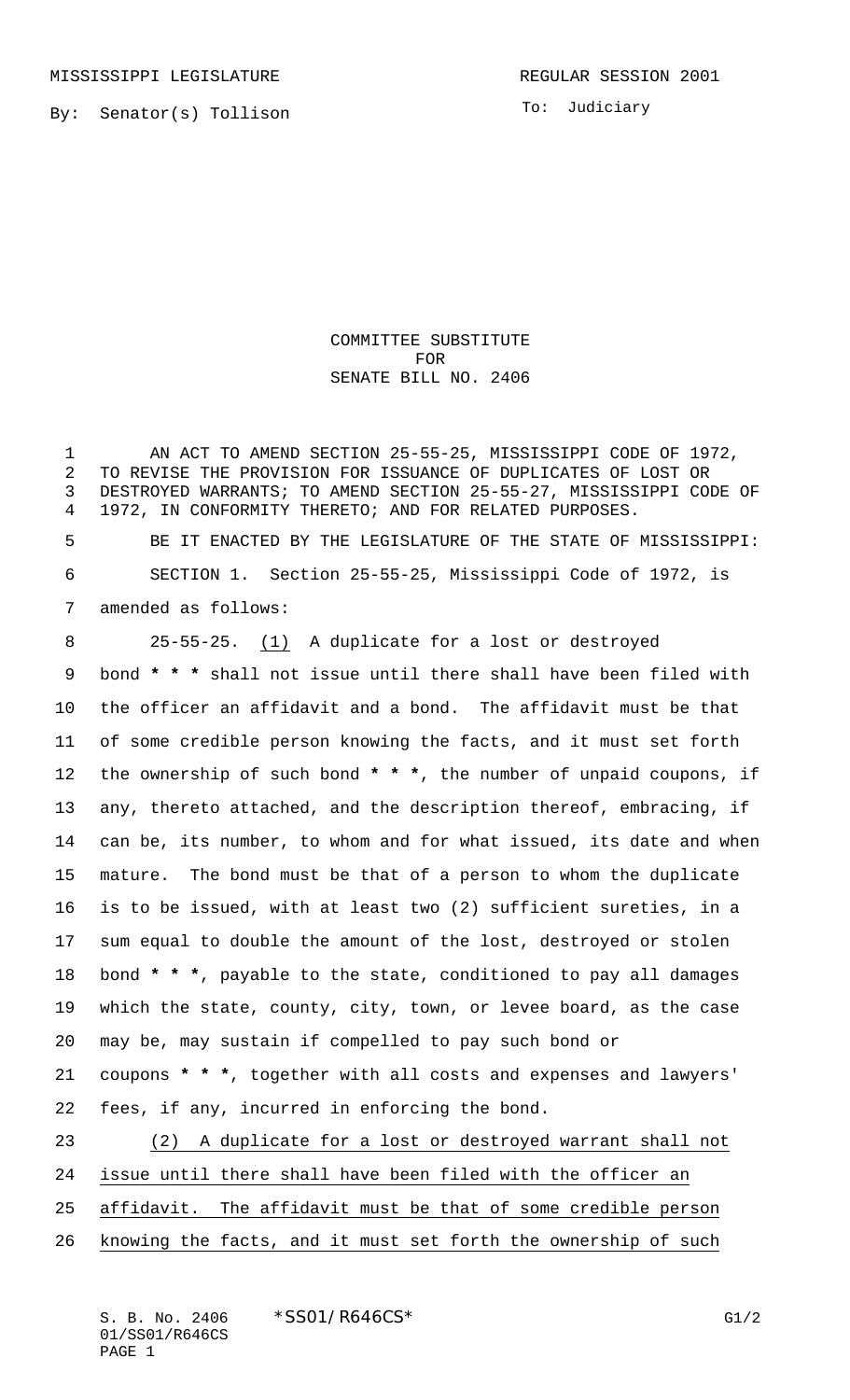MISSISSIPPI LEGISLATURE REGULAR SESSION 2001

By: Senator(s) Tollison

To: Judiciary

COMMITTEE SUBSTITUTE
FOR
SENATE BILL NO. 2406

AN ACT TO AMEND SECTION 25-55-25, MISSISSIPPI CODE OF 1972, TO REVISE THE PROVISION FOR ISSUANCE OF DUPLICATES OF LOST OR DESTROYED WARRANTS; TO AMEND SECTION 25-55-27, MISSISSIPPI CODE OF 1972, IN CONFORMITY THERETO; AND FOR RELATED PURPOSES.

BE IT ENACTED BY THE LEGISLATURE OF THE STATE OF MISSISSIPPI:

SECTION 1. Section 25-55-25, Mississippi Code of 1972, is amended as follows:

25-55-25. (1) A duplicate for a lost or destroyed bond **\* \* \*** shall not issue until there shall have been filed with the officer an affidavit and a bond. The affidavit must be that of some credible person knowing the facts, and it must set forth the ownership of such bond **\* \* \***, the number of unpaid coupons, if any, thereto attached, and the description thereof, embracing, if can be, its number, to whom and for what issued, its date and when mature. The bond must be that of a person to whom the duplicate is to be issued, with at least two (2) sufficient sureties, in a sum equal to double the amount of the lost, destroyed or stolen bond **\* \* \***, payable to the state, conditioned to pay all damages which the state, county, city, town, or levee board, as the case may be, may sustain if compelled to pay such bond or coupons **\* \* \***, together with all costs and expenses and lawyers' fees, if any, incurred in enforcing the bond.

(2) A duplicate for a lost or destroyed warrant shall not issue until there shall have been filed with the officer an affidavit. The affidavit must be that of some credible person knowing the facts, and it must set forth the ownership of such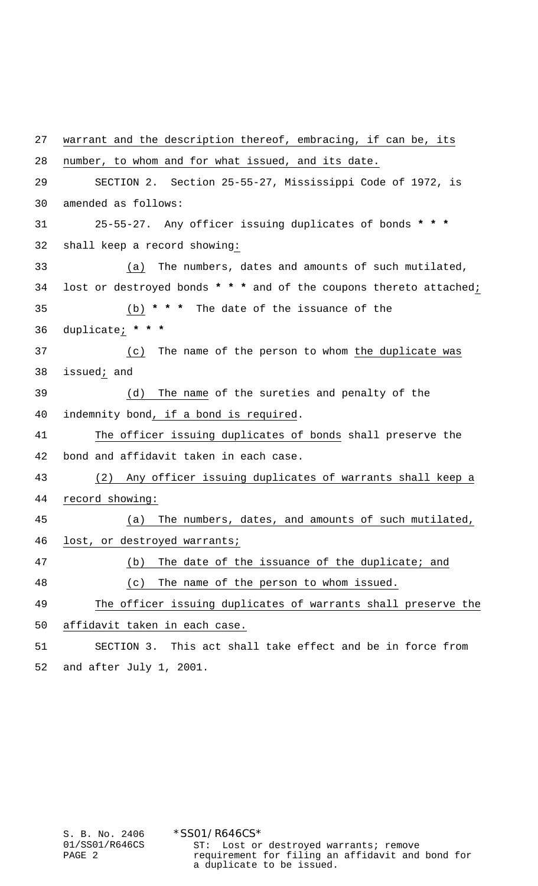warrant and the description thereof, embracing, if can be, its number, to whom and for what issued, and its date.

SECTION 2. Section 25-55-27, Mississippi Code of 1972, is amended as follows:

25-55-27. Any officer issuing duplicates of bonds * * * shall keep a record showing:

(a) The numbers, dates and amounts of such mutilated, lost or destroyed bonds * * * and of the coupons thereto attached;

(b) * * * The date of the issuance of the duplicate; * * *

(c) The name of the person to whom the duplicate was issued; and

(d) The name of the sureties and penalty of the indemnity bond, if a bond is required.

The officer issuing duplicates of bonds shall preserve the bond and affidavit taken in each case.

(2) Any officer issuing duplicates of warrants shall keep a record showing:

(a) The numbers, dates, and amounts of such mutilated, lost, or destroyed warrants;

(b) The date of the issuance of the duplicate; and

(c) The name of the person to whom issued.

The officer issuing duplicates of warrants shall preserve the affidavit taken in each case.

SECTION 3. This act shall take effect and be in force from and after July 1, 2001.